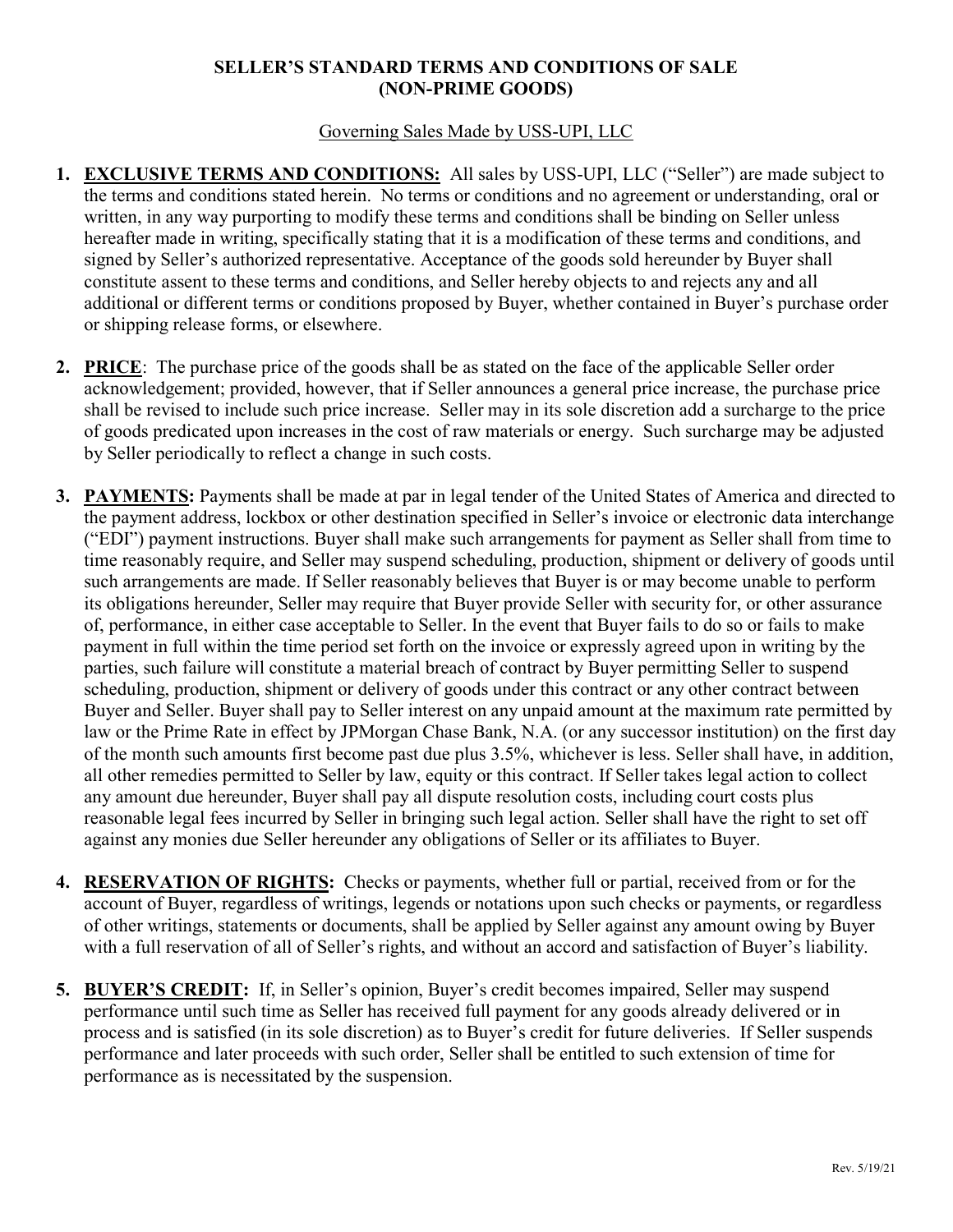# SELLER'S STANDARD TERMS AND CONDITIONS OF SALE (NON-PRIME GOODS)

Governing Sales Made by USS-UPI, LLC

1. **EXCLUSIVE TERMS AND CONDITIONS:** All sales by USS-UPI, LLC ("Seller") are made subject to the terms and conditions stated herein. No terms or conditions and no agreement or understanding, oral or written, in any way purporting to modify these terms and conditions shall be binding on Seller unless hereafter made in writing, specifically stating that it is a modification of these terms and conditions, and signed by Seller's authorized representative. Acceptance of the goods sold hereunder by Buyer shall constitute assent to these terms and conditions, and Seller hereby objects to and rejects any and all additional or different terms or conditions proposed by Buyer, whether contained in Buyer's purchase order or shipping release forms, or elsewhere.

2. **PRICE**: The purchase price of the goods shall be as stated on the face of the applicable Seller order acknowledgement; provided, however, that if Seller announces a general price increase, the purchase price shall be revised to include such price increase. Seller may in its sole discretion add a surcharge to the price of goods predicated upon increases in the cost of raw materials or energy. Such surcharge may be adjusted by Seller periodically to reflect a change in such costs.

3. **PAYMENTS:** Payments shall be made at par in legal tender of the United States of America and directed to the payment address, lockbox or other destination specified in Seller's invoice or electronic data interchange ("EDI") payment instructions. Buyer shall make such arrangements for payment as Seller shall from time to time reasonably require, and Seller may suspend scheduling, production, shipment or delivery of goods until such arrangements are made. If Seller reasonably believes that Buyer is or may become unable to perform its obligations hereunder, Seller may require that Buyer provide Seller with security for, or other assurance of, performance, in either case acceptable to Seller. In the event that Buyer fails to do so or fails to make payment in full within the time period set forth on the invoice or expressly agreed upon in writing by the parties, such failure will constitute a material breach of contract by Buyer permitting Seller to suspend scheduling, production, shipment or delivery of goods under this contract or any other contract between Buyer and Seller. Buyer shall pay to Seller interest on any unpaid amount at the maximum rate permitted by law or the Prime Rate in effect by JPMorgan Chase Bank, N.A. (or any successor institution) on the first day of the month such amounts first become past due plus 3.5%, whichever is less. Seller shall have, in addition, all other remedies permitted to Seller by law, equity or this contract. If Seller takes legal action to collect any amount due hereunder, Buyer shall pay all dispute resolution costs, including court costs plus reasonable legal fees incurred by Seller in bringing such legal action. Seller shall have the right to set off against any monies due Seller hereunder any obligations of Seller or its affiliates to Buyer.

4. **RESERVATION OF RIGHTS:** Checks or payments, whether full or partial, received from or for the account of Buyer, regardless of writings, legends or notations upon such checks or payments, or regardless of other writings, statements or documents, shall be applied by Seller against any amount owing by Buyer with a full reservation of all of Seller's rights, and without an accord and satisfaction of Buyer's liability.

5. **BUYER'S CREDIT:** If, in Seller's opinion, Buyer's credit becomes impaired, Seller may suspend performance until such time as Seller has received full payment for any goods already delivered or in process and is satisfied (in its sole discretion) as to Buyer's credit for future deliveries. If Seller suspends performance and later proceeds with such order, Seller shall be entitled to such extension of time for performance as is necessitated by the suspension.

Rev. 5/19/21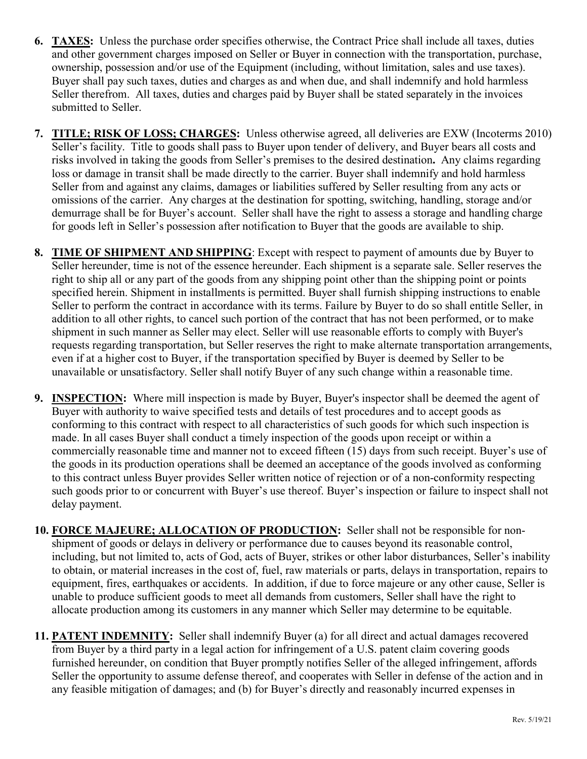6. **TAXES:** Unless the purchase order specifies otherwise, the Contract Price shall include all taxes, duties and other government charges imposed on Seller or Buyer in connection with the transportation, purchase, ownership, possession and/or use of the Equipment (including, without limitation, sales and use taxes). Buyer shall pay such taxes, duties and charges as and when due, and shall indemnify and hold harmless Seller therefrom. All taxes, duties and charges paid by Buyer shall be stated separately in the invoices submitted to Seller.

7. **TITLE; RISK OF LOSS; CHARGES:** Unless otherwise agreed, all deliveries are EXW (Incoterms 2010) Seller's facility. Title to goods shall pass to Buyer upon tender of delivery, and Buyer bears all costs and risks involved in taking the goods from Seller's premises to the desired destination**.** Any claims regarding loss or damage in transit shall be made directly to the carrier. Buyer shall indemnify and hold harmless Seller from and against any claims, damages or liabilities suffered by Seller resulting from any acts or omissions of the carrier. Any charges at the destination for spotting, switching, handling, storage and/or demurrage shall be for Buyer's account. Seller shall have the right to assess a storage and handling charge for goods left in Seller's possession after notification to Buyer that the goods are available to ship.

8. **TIME OF SHIPMENT AND SHIPPING**: Except with respect to payment of amounts due by Buyer to Seller hereunder, time is not of the essence hereunder. Each shipment is a separate sale. Seller reserves the right to ship all or any part of the goods from any shipping point other than the shipping point or points specified herein. Shipment in installments is permitted. Buyer shall furnish shipping instructions to enable Seller to perform the contract in accordance with its terms. Failure by Buyer to do so shall entitle Seller, in addition to all other rights, to cancel such portion of the contract that has not been performed, or to make shipment in such manner as Seller may elect. Seller will use reasonable efforts to comply with Buyer's requests regarding transportation, but Seller reserves the right to make alternate transportation arrangements, even if at a higher cost to Buyer, if the transportation specified by Buyer is deemed by Seller to be unavailable or unsatisfactory. Seller shall notify Buyer of any such change within a reasonable time.

9. **INSPECTION:** Where mill inspection is made by Buyer, Buyer's inspector shall be deemed the agent of Buyer with authority to waive specified tests and details of test procedures and to accept goods as conforming to this contract with respect to all characteristics of such goods for which such inspection is made. In all cases Buyer shall conduct a timely inspection of the goods upon receipt or within a commercially reasonable time and manner not to exceed fifteen (15) days from such receipt. Buyer's use of the goods in its production operations shall be deemed an acceptance of the goods involved as conforming to this contract unless Buyer provides Seller written notice of rejection or of a non-conformity respecting such goods prior to or concurrent with Buyer's use thereof. Buyer's inspection or failure to inspect shall not delay payment.

10. **FORCE MAJEURE; ALLOCATION OF PRODUCTION:** Seller shall not be responsible for non-shipment of goods or delays in delivery or performance due to causes beyond its reasonable control, including, but not limited to, acts of God, acts of Buyer, strikes or other labor disturbances, Seller's inability to obtain, or material increases in the cost of, fuel, raw materials or parts, delays in transportation, repairs to equipment, fires, earthquakes or accidents. In addition, if due to force majeure or any other cause, Seller is unable to produce sufficient goods to meet all demands from customers, Seller shall have the right to allocate production among its customers in any manner which Seller may determine to be equitable.

11. **PATENT INDEMNITY:** Seller shall indemnify Buyer (a) for all direct and actual damages recovered from Buyer by a third party in a legal action for infringement of a U.S. patent claim covering goods furnished hereunder, on condition that Buyer promptly notifies Seller of the alleged infringement, affords Seller the opportunity to assume defense thereof, and cooperates with Seller in defense of the action and in any feasible mitigation of damages; and (b) for Buyer's directly and reasonably incurred expenses in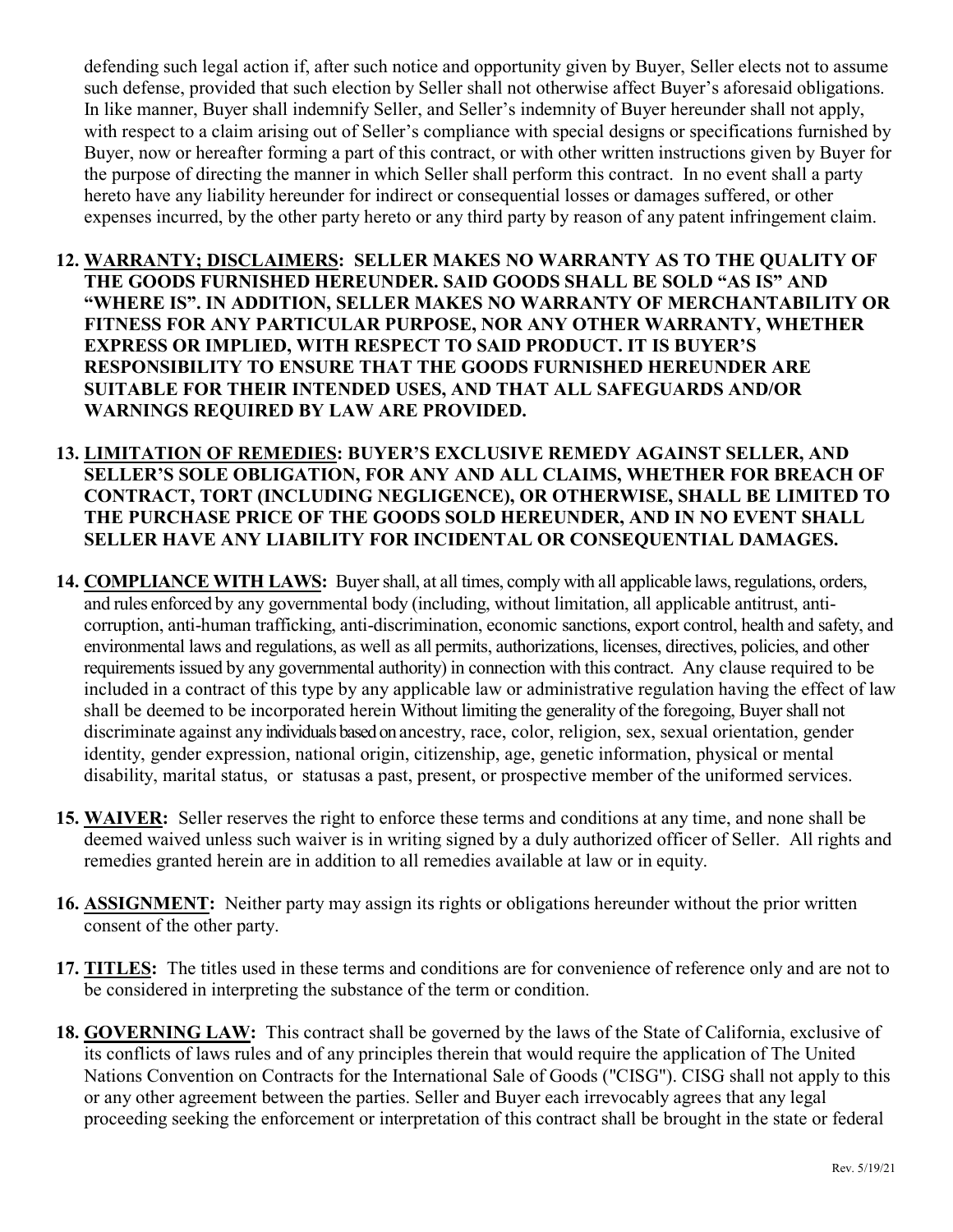defending such legal action if, after such notice and opportunity given by Buyer, Seller elects not to assume such defense, provided that such election by Seller shall not otherwise affect Buyer's aforesaid obligations. In like manner, Buyer shall indemnify Seller, and Seller's indemnity of Buyer hereunder shall not apply, with respect to a claim arising out of Seller's compliance with special designs or specifications furnished by Buyer, now or hereafter forming a part of this contract, or with other written instructions given by Buyer for the purpose of directing the manner in which Seller shall perform this contract. In no event shall a party hereto have any liability hereunder for indirect or consequential losses or damages suffered, or other expenses incurred, by the other party hereto or any third party by reason of any patent infringement claim.

12. **WARRANTY; DISCLAIMERS: SELLER MAKES NO WARRANTY AS TO THE QUALITY OF THE GOODS FURNISHED HEREUNDER. SAID GOODS SHALL BE SOLD "AS IS" AND "WHERE IS". IN ADDITION, SELLER MAKES NO WARRANTY OF MERCHANTABILITY OR FITNESS FOR ANY PARTICULAR PURPOSE, NOR ANY OTHER WARRANTY, WHETHER EXPRESS OR IMPLIED, WITH RESPECT TO SAID PRODUCT. IT IS BUYER'S RESPONSIBILITY TO ENSURE THAT THE GOODS FURNISHED HEREUNDER ARE SUITABLE FOR THEIR INTENDED USES, AND THAT ALL SAFEGUARDS AND/OR WARNINGS REQUIRED BY LAW ARE PROVIDED.**

13. **LIMITATION OF REMEDIES: BUYER'S EXCLUSIVE REMEDY AGAINST SELLER, AND SELLER'S SOLE OBLIGATION, FOR ANY AND ALL CLAIMS, WHETHER FOR BREACH OF CONTRACT, TORT (INCLUDING NEGLIGENCE), OR OTHERWISE, SHALL BE LIMITED TO THE PURCHASE PRICE OF THE GOODS SOLD HEREUNDER, AND IN NO EVENT SHALL SELLER HAVE ANY LIABILITY FOR INCIDENTAL OR CONSEQUENTIAL DAMAGES.**

14. **COMPLIANCE WITH LAWS:** Buyer shall, at all times, comply with all applicable laws, regulations, orders, and rules enforced by any governmental body (including, without limitation, all applicable antitrust, anti-corruption, anti-human trafficking, anti-discrimination, economic sanctions, export control, health and safety, and environmental laws and regulations, as well as all permits, authorizations, licenses, directives, policies, and other requirements issued by any governmental authority) in connection with this contract. Any clause required to be included in a contract of this type by any applicable law or administrative regulation having the effect of law shall be deemed to be incorporated herein Without limiting the generality of the foregoing, Buyer shall not discriminate against any individuals based on ancestry, race, color, religion, sex, sexual orientation, gender identity, gender expression, national origin, citizenship, age, genetic information, physical or mental disability, marital status, or statusas a past, present, or prospective member of the uniformed services.

15. **WAIVER:** Seller reserves the right to enforce these terms and conditions at any time, and none shall be deemed waived unless such waiver is in writing signed by a duly authorized officer of Seller. All rights and remedies granted herein are in addition to all remedies available at law or in equity.

16. **ASSIGNMENT:** Neither party may assign its rights or obligations hereunder without the prior written consent of the other party.

17. **TITLES:** The titles used in these terms and conditions are for convenience of reference only and are not to be considered in interpreting the substance of the term or condition.

18. **GOVERNING LAW:** This contract shall be governed by the laws of the State of California, exclusive of its conflicts of laws rules and of any principles therein that would require the application of The United Nations Convention on Contracts for the International Sale of Goods ("CISG"). CISG shall not apply to this or any other agreement between the parties. Seller and Buyer each irrevocably agrees that any legal proceeding seeking the enforcement or interpretation of this contract shall be brought in the state or federal

Rev. 5/19/21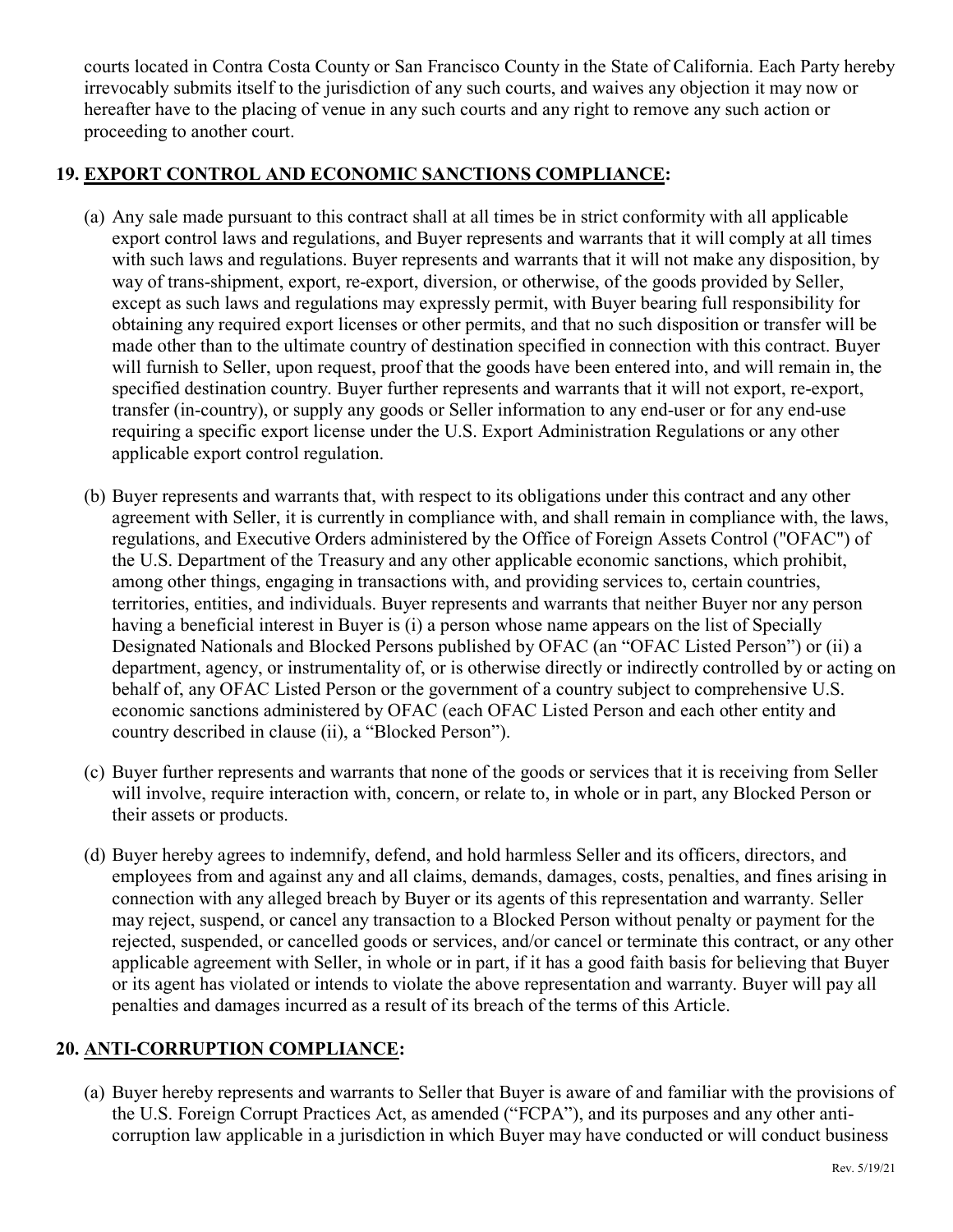courts located in Contra Costa County or San Francisco County in the State of California. Each Party hereby irrevocably submits itself to the jurisdiction of any such courts, and waives any objection it may now or hereafter have to the placing of venue in any such courts and any right to remove any such action or proceeding to another court.

## 19. <u>EXPORT CONTROL AND ECONOMIC SANCTIONS COMPLIANCE</u>:

(a) Any sale made pursuant to this contract shall at all times be in strict conformity with all applicable export control laws and regulations, and Buyer represents and warrants that it will comply at all times with such laws and regulations. Buyer represents and warrants that it will not make any disposition, by way of trans-shipment, export, re-export, diversion, or otherwise, of the goods provided by Seller, except as such laws and regulations may expressly permit, with Buyer bearing full responsibility for obtaining any required export licenses or other permits, and that no such disposition or transfer will be made other than to the ultimate country of destination specified in connection with this contract. Buyer will furnish to Seller, upon request, proof that the goods have been entered into, and will remain in, the specified destination country. Buyer further represents and warrants that it will not export, re-export, transfer (in-country), or supply any goods or Seller information to any end-user or for any end-use requiring a specific export license under the U.S. Export Administration Regulations or any other applicable export control regulation.

(b) Buyer represents and warrants that, with respect to its obligations under this contract and any other agreement with Seller, it is currently in compliance with, and shall remain in compliance with, the laws, regulations, and Executive Orders administered by the Office of Foreign Assets Control ("OFAC") of the U.S. Department of the Treasury and any other applicable economic sanctions, which prohibit, among other things, engaging in transactions with, and providing services to, certain countries, territories, entities, and individuals. Buyer represents and warrants that neither Buyer nor any person having a beneficial interest in Buyer is (i) a person whose name appears on the list of Specially Designated Nationals and Blocked Persons published by OFAC (an "OFAC Listed Person") or (ii) a department, agency, or instrumentality of, or is otherwise directly or indirectly controlled by or acting on behalf of, any OFAC Listed Person or the government of a country subject to comprehensive U.S. economic sanctions administered by OFAC (each OFAC Listed Person and each other entity and country described in clause (ii), a "Blocked Person").

(c) Buyer further represents and warrants that none of the goods or services that it is receiving from Seller will involve, require interaction with, concern, or relate to, in whole or in part, any Blocked Person or their assets or products.

(d) Buyer hereby agrees to indemnify, defend, and hold harmless Seller and its officers, directors, and employees from and against any and all claims, demands, damages, costs, penalties, and fines arising in connection with any alleged breach by Buyer or its agents of this representation and warranty. Seller may reject, suspend, or cancel any transaction to a Blocked Person without penalty or payment for the rejected, suspended, or cancelled goods or services, and/or cancel or terminate this contract, or any other applicable agreement with Seller, in whole or in part, if it has a good faith basis for believing that Buyer or its agent has violated or intends to violate the above representation and warranty. Buyer will pay all penalties and damages incurred as a result of its breach of the terms of this Article.

## 20. <u>ANTI-CORRUPTION COMPLIANCE</u>:

(a) Buyer hereby represents and warrants to Seller that Buyer is aware of and familiar with the provisions of the U.S. Foreign Corrupt Practices Act, as amended ("FCPA"), and its purposes and any other anti-corruption law applicable in a jurisdiction in which Buyer may have conducted or will conduct business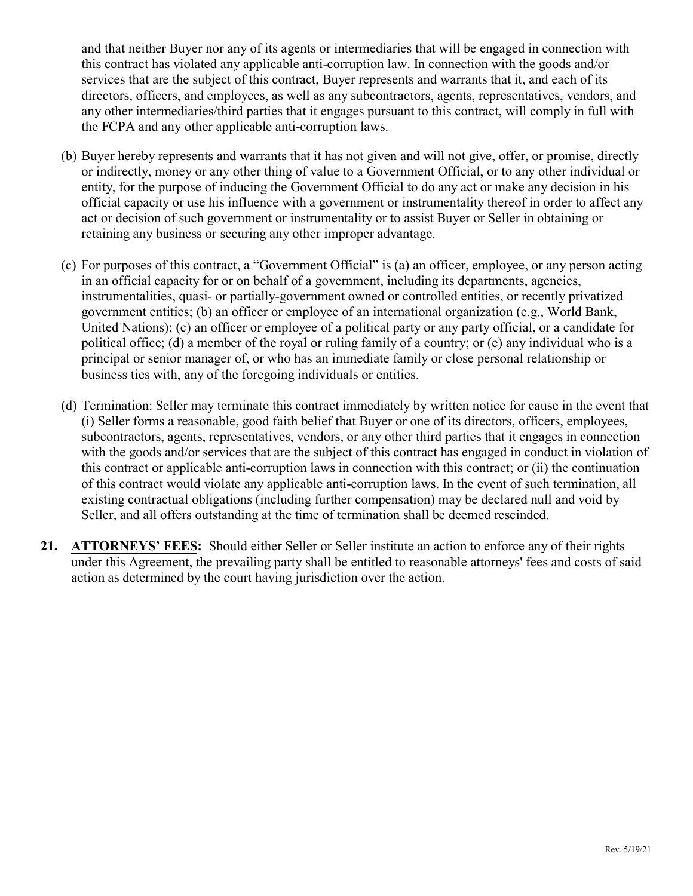and that neither Buyer nor any of its agents or intermediaries that will be engaged in connection with this contract has violated any applicable anti-corruption law. In connection with the goods and/or services that are the subject of this contract, Buyer represents and warrants that it, and each of its directors, officers, and employees, as well as any subcontractors, agents, representatives, vendors, and any other intermediaries/third parties that it engages pursuant to this contract, will comply in full with the FCPA and any other applicable anti-corruption laws.

(b) Buyer hereby represents and warrants that it has not given and will not give, offer, or promise, directly or indirectly, money or any other thing of value to a Government Official, or to any other individual or entity, for the purpose of inducing the Government Official to do any act or make any decision in his official capacity or use his influence with a government or instrumentality thereof in order to affect any act or decision of such government or instrumentality or to assist Buyer or Seller in obtaining or retaining any business or securing any other improper advantage.

(c) For purposes of this contract, a "Government Official" is (a) an officer, employee, or any person acting in an official capacity for or on behalf of a government, including its departments, agencies, instrumentalities, quasi- or partially-government owned or controlled entities, or recently privatized government entities; (b) an officer or employee of an international organization (e.g., World Bank, United Nations); (c) an officer or employee of a political party or any party official, or a candidate for political office; (d) a member of the royal or ruling family of a country; or (e) any individual who is a principal or senior manager of, or who has an immediate family or close personal relationship or business ties with, any of the foregoing individuals or entities.

(d) Termination: Seller may terminate this contract immediately by written notice for cause in the event that (i) Seller forms a reasonable, good faith belief that Buyer or one of its directors, officers, employees, subcontractors, agents, representatives, vendors, or any other third parties that it engages in connection with the goods and/or services that are the subject of this contract has engaged in conduct in violation of this contract or applicable anti-corruption laws in connection with this contract; or (ii) the continuation of this contract would violate any applicable anti-corruption laws. In the event of such termination, all existing contractual obligations (including further compensation) may be declared null and void by Seller, and all offers outstanding at the time of termination shall be deemed rescinded.

**21. ATTORNEYS' FEES:** Should either Seller or Seller institute an action to enforce any of their rights under this Agreement, the prevailing party shall be entitled to reasonable attorneys' fees and costs of said action as determined by the court having jurisdiction over the action.

Rev. 5/19/21